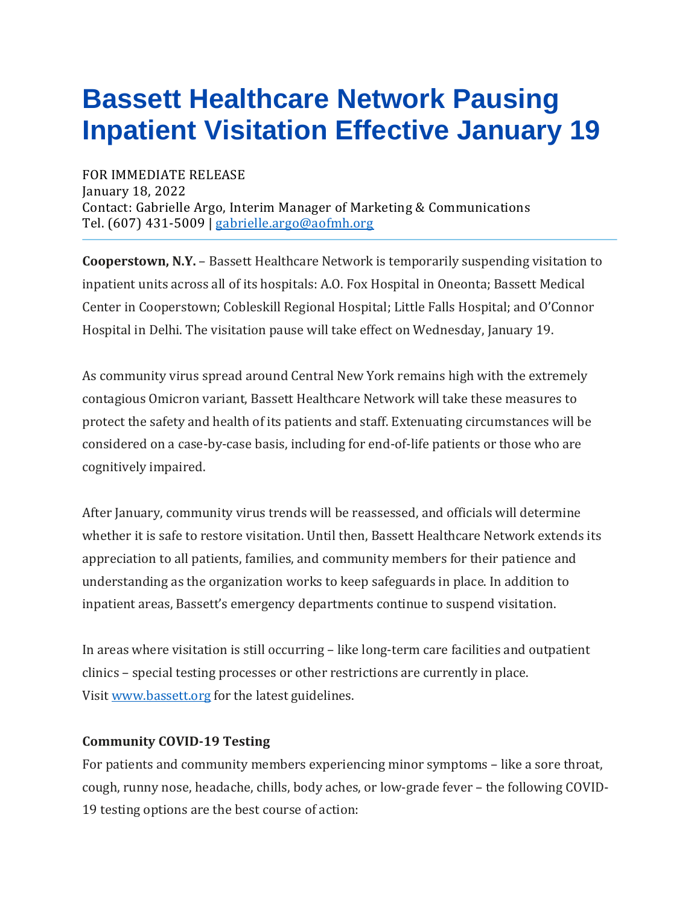# Bassett Healthcare Network Pausing Inpatient Visitation Effective January 19

FOR IMMEDIATE RELEASE
January 18, 2022
Contact: Gabrielle Argo, Interim Manager of Marketing & Communications
Tel. (607) 431-5009 | gabrielle.argo@aofmh.org

---

**Cooperstown, N.Y.** – Bassett Healthcare Network is temporarily suspending visitation to inpatient units across all of its hospitals: A.O. Fox Hospital in Oneonta; Bassett Medical Center in Cooperstown; Cobleskill Regional Hospital; Little Falls Hospital; and O'Connor Hospital in Delhi. The visitation pause will take effect on Wednesday, January 19.

As community virus spread around Central New York remains high with the extremely contagious Omicron variant, Bassett Healthcare Network will take these measures to protect the safety and health of its patients and staff. Extenuating circumstances will be considered on a case-by-case basis, including for end-of-life patients or those who are cognitively impaired.

After January, community virus trends will be reassessed, and officials will determine whether it is safe to restore visitation. Until then, Bassett Healthcare Network extends its appreciation to all patients, families, and community members for their patience and understanding as the organization works to keep safeguards in place. In addition to inpatient areas, Bassett's emergency departments continue to suspend visitation.

In areas where visitation is still occurring – like long-term care facilities and outpatient clinics – special testing processes or other restrictions are currently in place. Visit www.bassett.org for the latest guidelines.

**Community COVID-19 Testing**

For patients and community members experiencing minor symptoms – like a sore throat, cough, runny nose, headache, chills, body aches, or low-grade fever – the following COVID-19 testing options are the best course of action: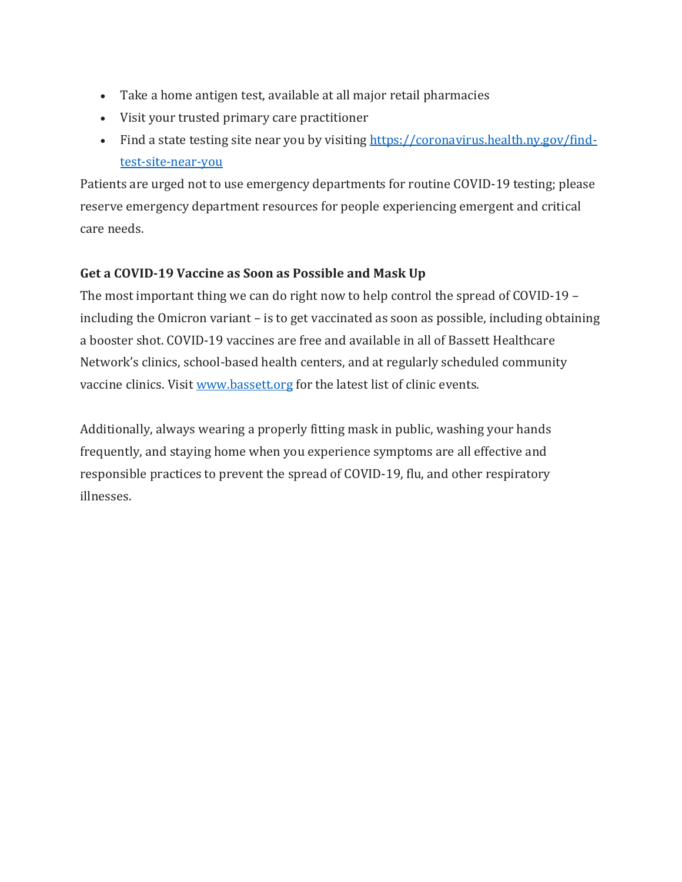- Take a home antigen test, available at all major retail pharmacies
- Visit your trusted primary care practitioner
- Find a state testing site near you by visiting https://coronavirus.health.ny.gov/find-test-site-near-you

Patients are urged not to use emergency departments for routine COVID-19 testing; please reserve emergency department resources for people experiencing emergent and critical care needs.

**Get a COVID-19 Vaccine as Soon as Possible and Mask Up**

The most important thing we can do right now to help control the spread of COVID-19 – including the Omicron variant – is to get vaccinated as soon as possible, including obtaining a booster shot. COVID-19 vaccines are free and available in all of Bassett Healthcare Network's clinics, school-based health centers, and at regularly scheduled community vaccine clinics. Visit www.bassett.org for the latest list of clinic events.

Additionally, always wearing a properly fitting mask in public, washing your hands frequently, and staying home when you experience symptoms are all effective and responsible practices to prevent the spread of COVID-19, flu, and other respiratory illnesses.